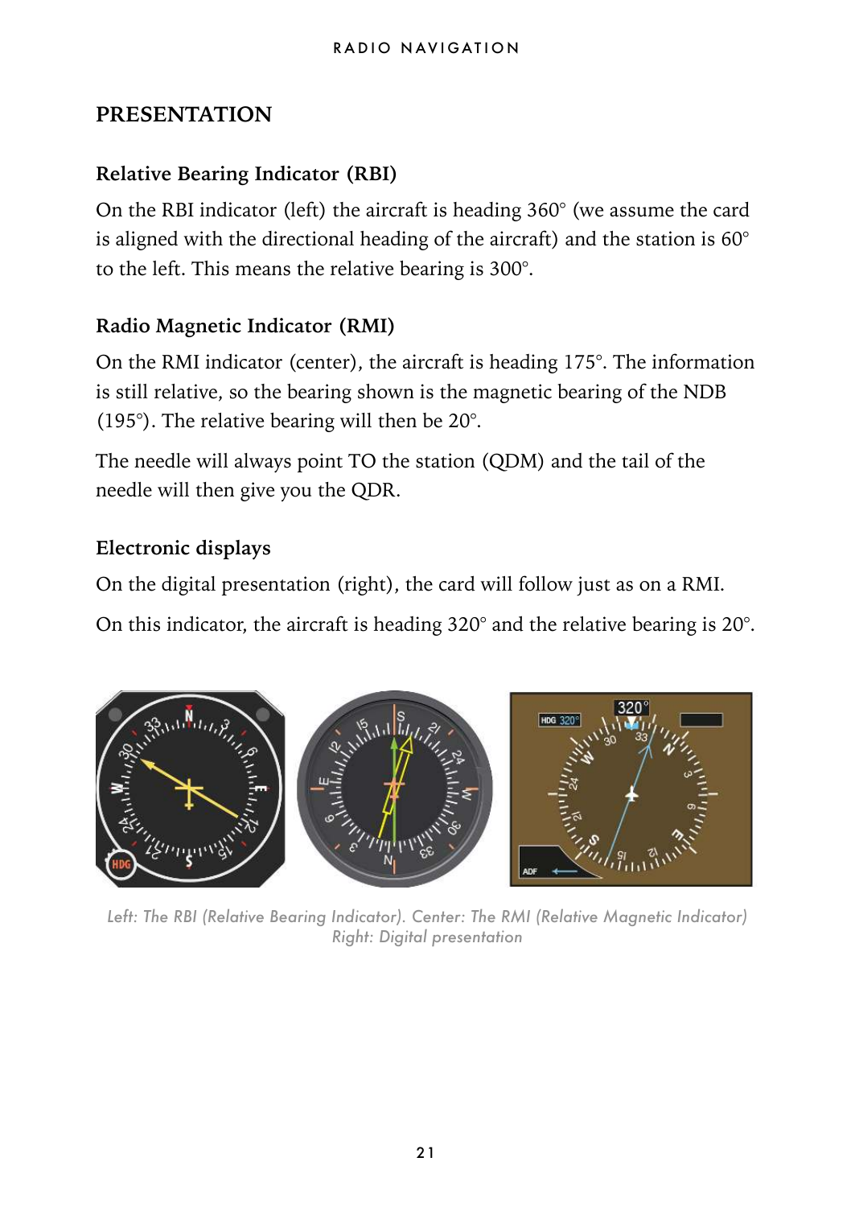## PRESENTATION

### Relative Bearing Indicator (RBI)

On the RBI indicator (left) the aircraft is heading 360° (we assume the card is aligned with the directional heading of the aircraft) and the station is 60° to the left. This means the relative bearing is 300°.

### Radio Magnetic Indicator (RMI)

On the RMI indicator (center), the aircraft is heading 175°. The information is still relative, so the bearing shown is the magnetic bearing of the NDB (195°). The relative bearing will then be 20°.

The needle will always point TO the station (QDM) and the tail of the needle will then give you the QDR.

### Electronic displays

On the digital presentation (right), the card will follow just as on a RMI.

On this indicator, the aircraft is heading 320° and the relative bearing is 20°.

*Left: The RBI (Relative Bearing Indicator). Center: The RMI (Relative Magnetic Indicator) Right: Digital presentation*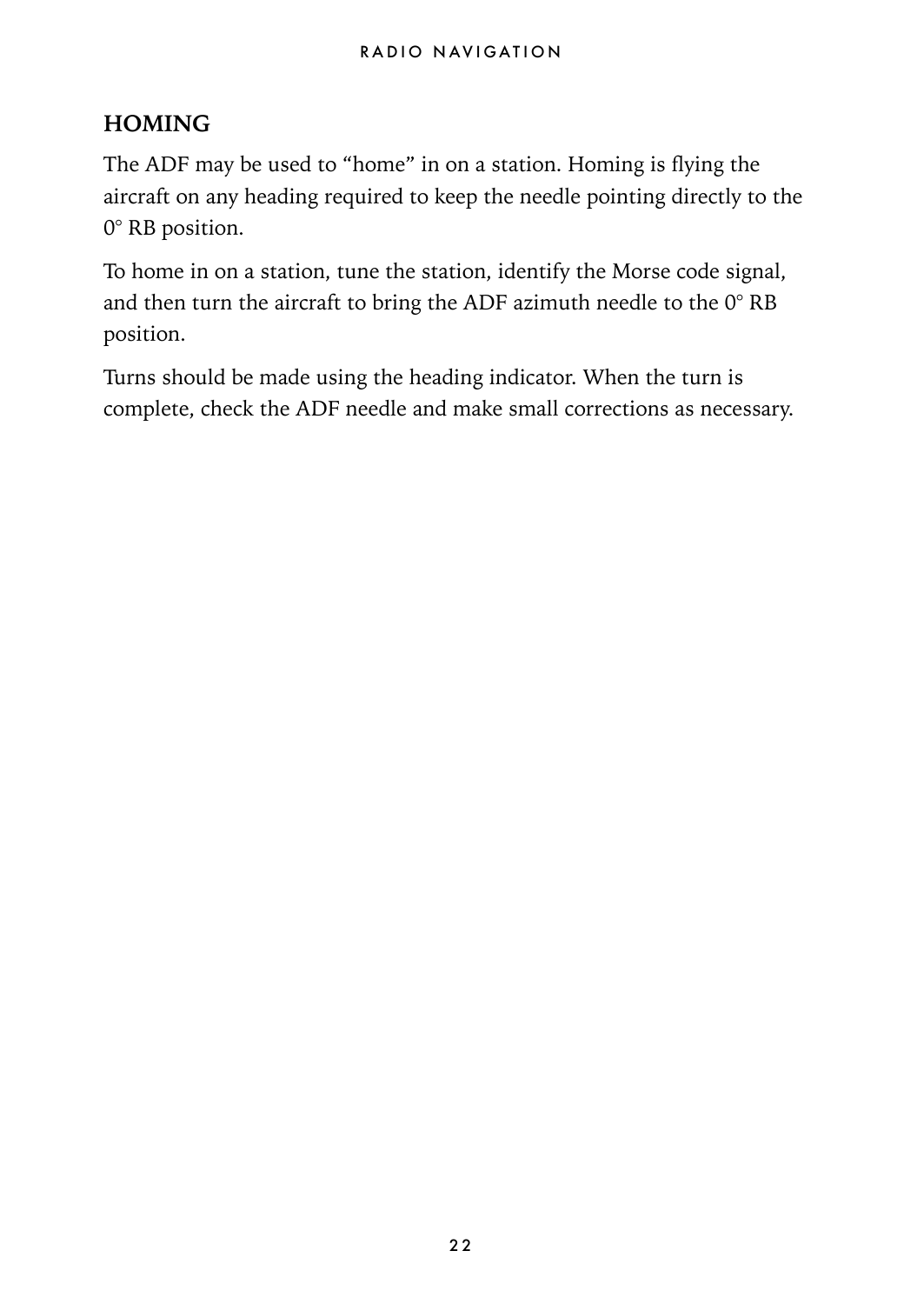## HOMING

The ADF may be used to “home” in on a station. Homing is flying the aircraft on any heading required to keep the needle pointing directly to the 0° RB position.

To home in on a station, tune the station, identify the Morse code signal, and then turn the aircraft to bring the ADF azimuth needle to the 0° RB position.

Turns should be made using the heading indicator. When the turn is complete, check the ADF needle and make small corrections as necessary.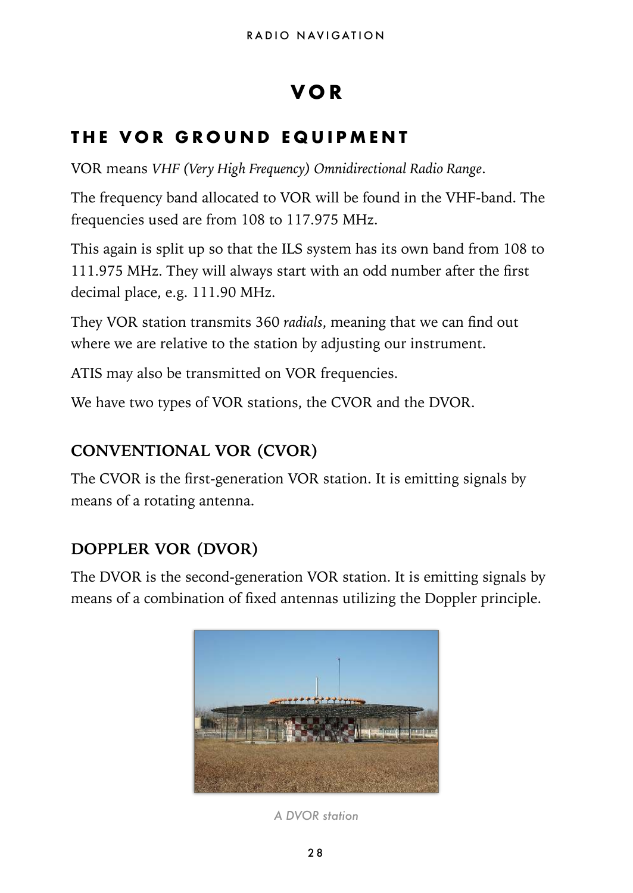# VOR

## THE VOR GROUND EQUIPMENT

VOR means *VHF (Very High Frequency) Omnidirectional Radio Range*.

The frequency band allocated to VOR will be found in the VHF-band. The frequencies used are from 108 to 117.975 MHz.

This again is split up so that the ILS system has its own band from 108 to 111.975 MHz. They will always start with an odd number after the first decimal place, e.g. 111.90 MHz.

They VOR station transmits 360 *radials*, meaning that we can find out where we are relative to the station by adjusting our instrument.

ATIS may also be transmitted on VOR frequencies.

We have two types of VOR stations, the CVOR and the DVOR.

### CONVENTIONAL VOR (CVOR)

The CVOR is the first-generation VOR station. It is emitting signals by means of a rotating antenna.

### DOPPLER VOR (DVOR)

The DVOR is the second-generation VOR station. It is emitting signals by means of a combination of fixed antennas utilizing the Doppler principle.

*A DVOR station*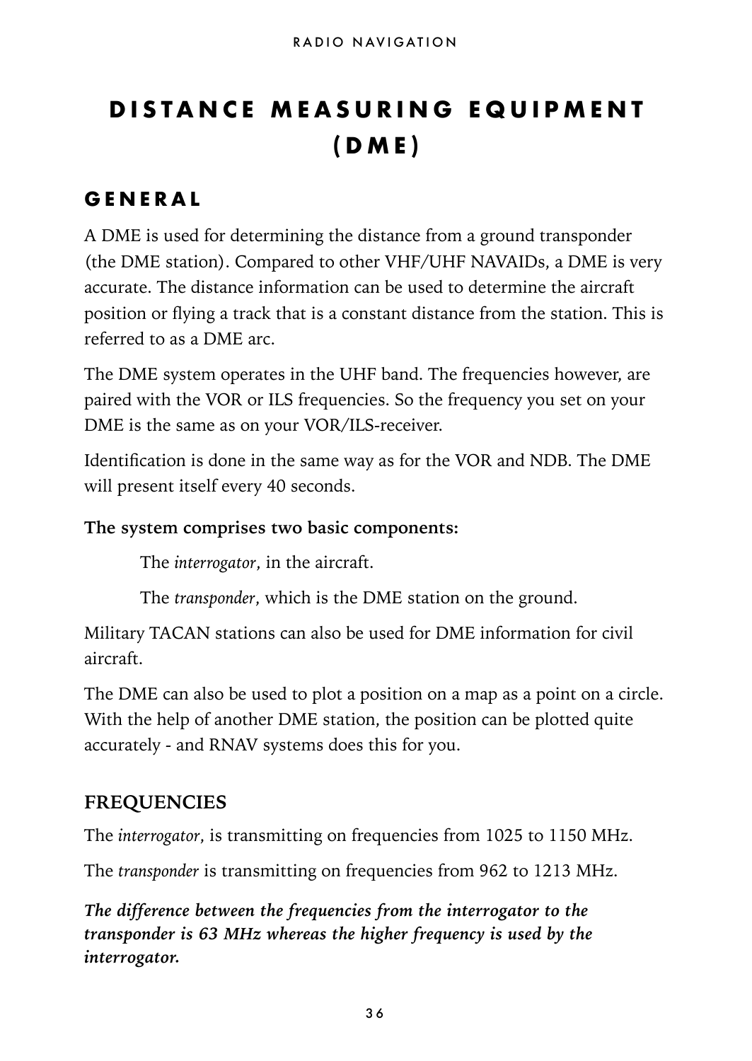# DISTANCE MEASURING EQUIPMENT (DME)

## GENERAL

A DME is used for determining the distance from a ground transponder (the DME station). Compared to other VHF/UHF NAVAIDs, a DME is very accurate. The distance information can be used to determine the aircraft position or flying a track that is a constant distance from the station. This is referred to as a DME arc.

The DME system operates in the UHF band. The frequencies however, are paired with the VOR or ILS frequencies. So the frequency you set on your DME is the same as on your VOR/ILS-receiver.

Identification is done in the same way as for the VOR and NDB. The DME will present itself every 40 seconds.

**The system comprises two basic components:**

The *interrogator*, in the aircraft.

The *transponder*, which is the DME station on the ground.

Military TACAN stations can also be used for DME information for civil aircraft.

The DME can also be used to plot a position on a map as a point on a circle. With the help of another DME station, the position can be plotted quite accurately - and RNAV systems does this for you.

### FREQUENCIES

The *interrogator*, is transmitting on frequencies from 1025 to 1150 MHz.

The *transponder* is transmitting on frequencies from 962 to 1213 MHz.

***The difference between the frequencies from the interrogator to the transponder is 63 MHz whereas the higher frequency is used by the interrogator.***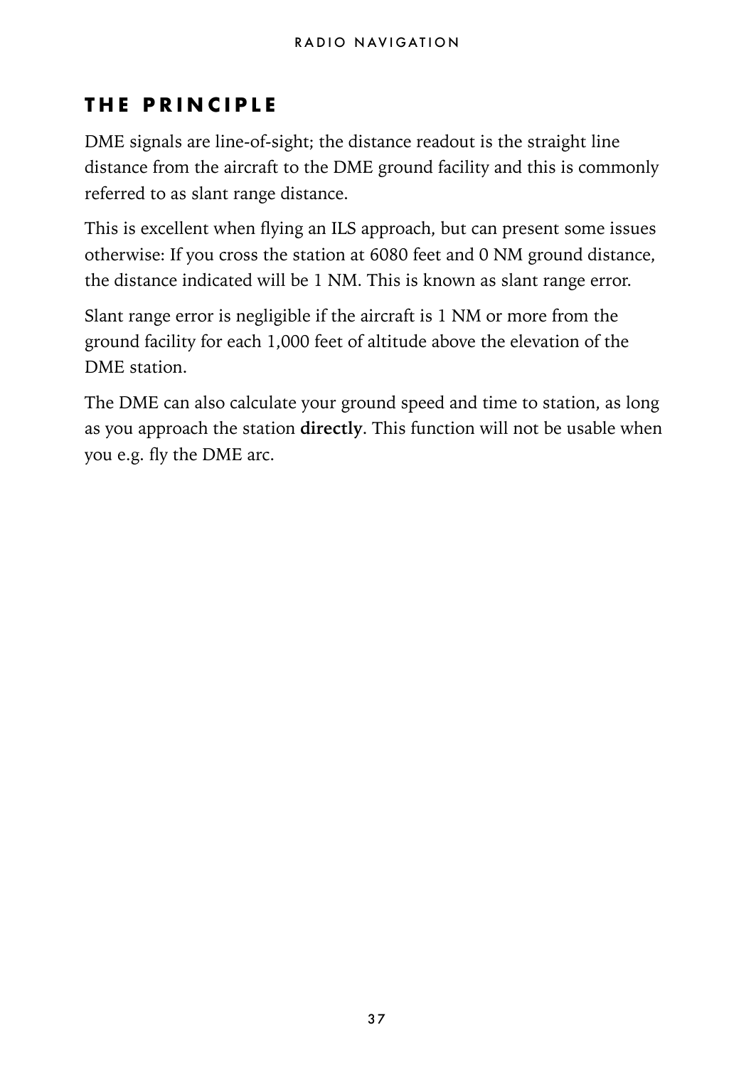## THE PRINCIPLE

DME signals are line-of-sight; the distance readout is the straight line distance from the aircraft to the DME ground facility and this is commonly referred to as slant range distance.

This is excellent when flying an ILS approach, but can present some issues otherwise: If you cross the station at 6080 feet and 0 NM ground distance, the distance indicated will be 1 NM. This is known as slant range error.

Slant range error is negligible if the aircraft is 1 NM or more from the ground facility for each 1,000 feet of altitude above the elevation of the DME station.

The DME can also calculate your ground speed and time to station, as long as you approach the station **directly**. This function will not be usable when you e.g. fly the DME arc.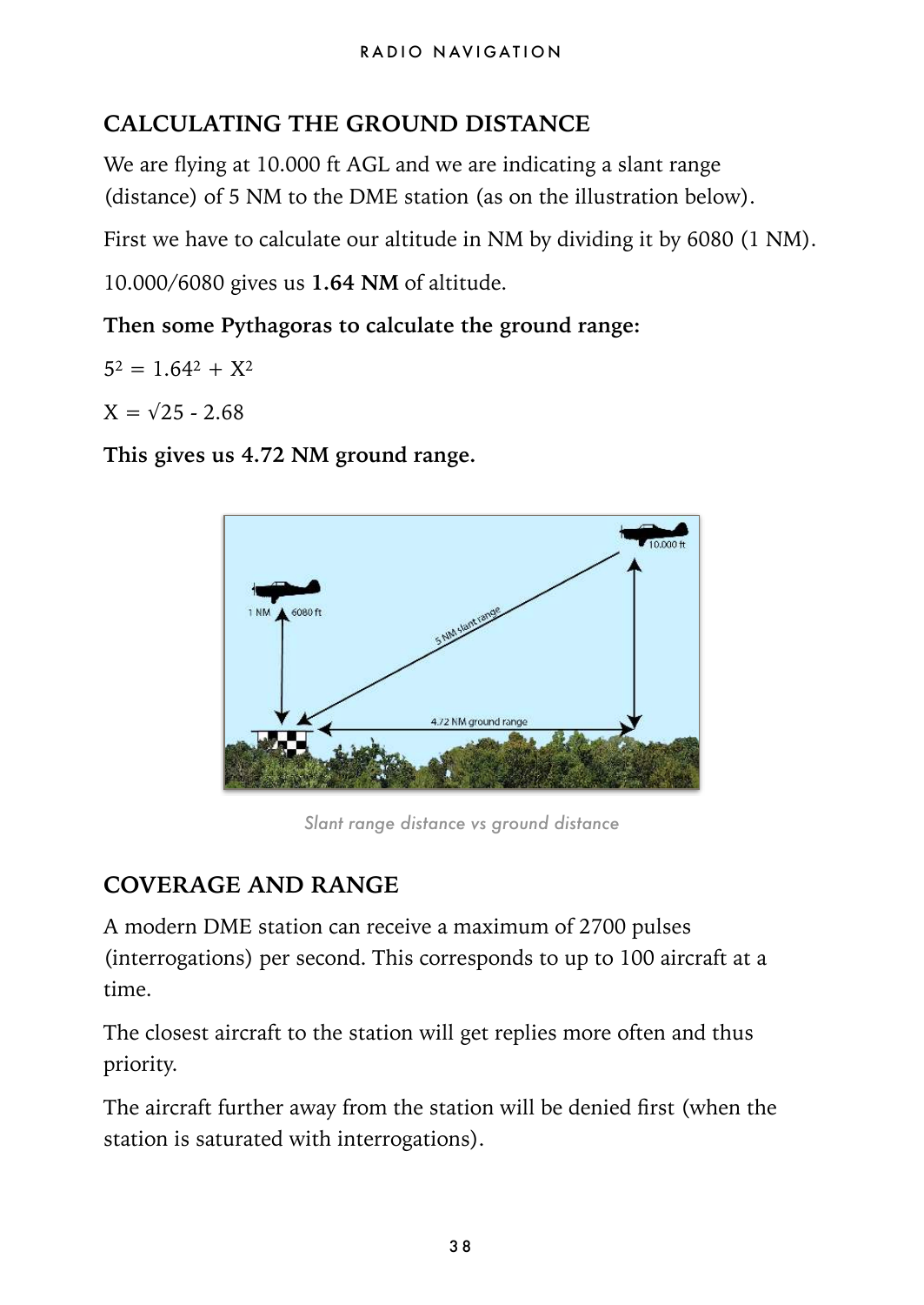## CALCULATING THE GROUND DISTANCE

We are flying at 10.000 ft AGL and we are indicating a slant range (distance) of 5 NM to the DME station (as on the illustration below).

First we have to calculate our altitude in NM by dividing it by 6080 (1 NM).

10.000/6080 gives us **1.64 NM** of altitude.

**Then some Pythagoras to calculate the ground range:**

$5^2 = 1.64^2 + X^2$

$X = \sqrt{25} - 2.68$

**This gives us 4.72 NM ground range.**

1 NM
6080 ft
5 NM slant range
10.000 ft
4.72 NM ground range

*Slant range distance vs ground distance*

## COVERAGE AND RANGE

A modern DME station can receive a maximum of 2700 pulses (interrogations) per second. This corresponds to up to 100 aircraft at a time.

The closest aircraft to the station will get replies more often and thus priority.

The aircraft further away from the station will be denied first (when the station is saturated with interrogations).